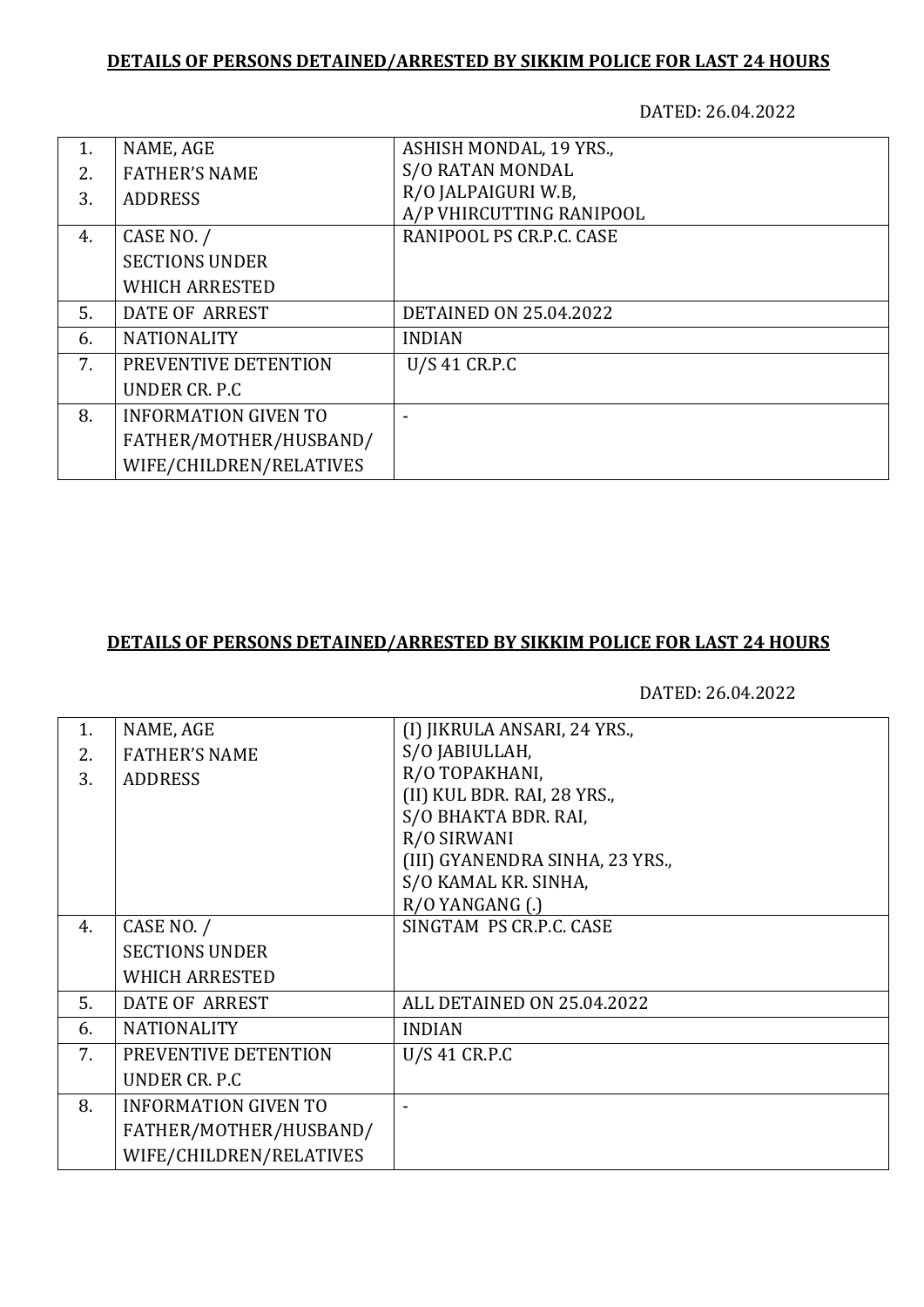**DETAILS OF PERSONS DETAINED/ARRESTED BY SIKKIM POLICE FOR LAST 24 HOURS**

DATED: 26.04.2022

| | | |
|---|---|---|
| 1.<br>2.<br>3. | NAME, AGE<br>FATHER'S NAME<br>ADDRESS | ASHISH MONDAL, 19 YRS.,<br>S/O RATAN MONDAL<br>R/O JALPAIGURI W.B,<br>A/P VHIRCUTTING RANIPOOL |
| 4. | CASE NO. /<br>SECTIONS UNDER<br>WHICH ARRESTED | RANIPOOL PS CR.P.C. CASE |
| 5. | DATE OF ARREST | DETAINED ON 25.04.2022 |
| 6. | NATIONALITY | INDIAN |
| 7. | PREVENTIVE DETENTION<br>UNDER CR. P.C | U/S 41 CR.P.C |
| 8. | INFORMATION GIVEN TO<br>FATHER/MOTHER/HUSBAND/<br>WIFE/CHILDREN/RELATIVES | - |

**DETAILS OF PERSONS DETAINED/ARRESTED BY SIKKIM POLICE FOR LAST 24 HOURS**

DATED: 26.04.2022

| | | |
|---|---|---|
| 1.<br>2.<br>3. | NAME, AGE<br>FATHER'S NAME<br>ADDRESS | (I) JIKRULA ANSARI, 24 YRS.,<br>S/O JABIULLAH,<br>R/O TOPAKHANI,<br>(II) KUL BDR. RAI, 28 YRS.,<br>S/O BHAKTA BDR. RAI,<br>R/O SIRWANI<br>(III) GYANENDRA SINHA, 23 YRS.,<br>S/O KAMAL KR. SINHA,<br>R/O YANGANG (.) |
| 4. | CASE NO. /<br>SECTIONS UNDER<br>WHICH ARRESTED | SINGTAM PS CR.P.C. CASE |
| 5. | DATE OF ARREST | ALL DETAINED ON 25.04.2022 |
| 6. | NATIONALITY | INDIAN |
| 7. | PREVENTIVE DETENTION<br>UNDER CR. P.C | U/S 41 CR.P.C |
| 8. | INFORMATION GIVEN TO<br>FATHER/MOTHER/HUSBAND/<br>WIFE/CHILDREN/RELATIVES | - |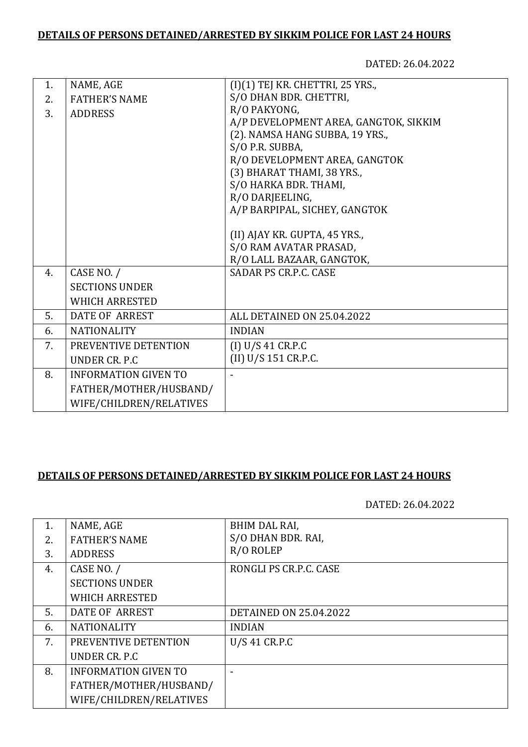**DETAILS OF PERSONS DETAINED/ARRESTED BY SIKKIM POLICE FOR LAST 24 HOURS**

DATED: 26.04.2022

| | | |
|---|---|---|
| 1.<br>2.<br>3. | NAME, AGE<br>FATHER'S NAME<br>ADDRESS | (I)(1) TEJ KR. CHETTRI, 25 YRS.,<br>S/O DHAN BDR. CHETTRI,<br>R/O PAKYONG,<br>A/P DEVELOPMENT AREA, GANGTOK, SIKKIM<br>(2). NAMSA HANG SUBBA, 19 YRS.,<br>S/O P.R. SUBBA,<br>R/O DEVELOPMENT AREA, GANGTOK<br>(3) BHARAT THAMI, 38 YRS.,<br>S/O HARKA BDR. THAMI,<br>R/O DARJEELING,<br>A/P BARPIPAL, SICHEY, GANGTOK<br><br>(II) AJAY KR. GUPTA, 45 YRS.,<br>S/O RAM AVATAR PRASAD,<br>R/O LALL BAZAAR, GANGTOK, |
| 4. | CASE NO. /<br>SECTIONS UNDER<br>WHICH ARRESTED | SADAR PS CR.P.C. CASE |
| 5. | DATE OF ARREST | ALL DETAINED ON 25.04.2022 |
| 6. | NATIONALITY | INDIAN |
| 7. | PREVENTIVE DETENTION<br>UNDER CR. P.C | (I) U/S 41 CR.P.C<br>(II) U/S 151 CR.P.C. |
| 8. | INFORMATION GIVEN TO<br>FATHER/MOTHER/HUSBAND/<br>WIFE/CHILDREN/RELATIVES | - |

**DETAILS OF PERSONS DETAINED/ARRESTED BY SIKKIM POLICE FOR LAST 24 HOURS**

DATED: 26.04.2022

| | | |
|---|---|---|
| 1.<br>2.<br>3. | NAME, AGE<br>FATHER'S NAME<br>ADDRESS | BHIM DAL RAI,<br>S/O DHAN BDR. RAI,<br>R/O ROLEP |
| 4. | CASE NO. /<br>SECTIONS UNDER<br>WHICH ARRESTED | RONGLI PS CR.P.C. CASE |
| 5. | DATE OF ARREST | DETAINED ON 25.04.2022 |
| 6. | NATIONALITY | INDIAN |
| 7. | PREVENTIVE DETENTION<br>UNDER CR. P.C | U/S 41 CR.P.C |
| 8. | INFORMATION GIVEN TO<br>FATHER/MOTHER/HUSBAND/<br>WIFE/CHILDREN/RELATIVES | - |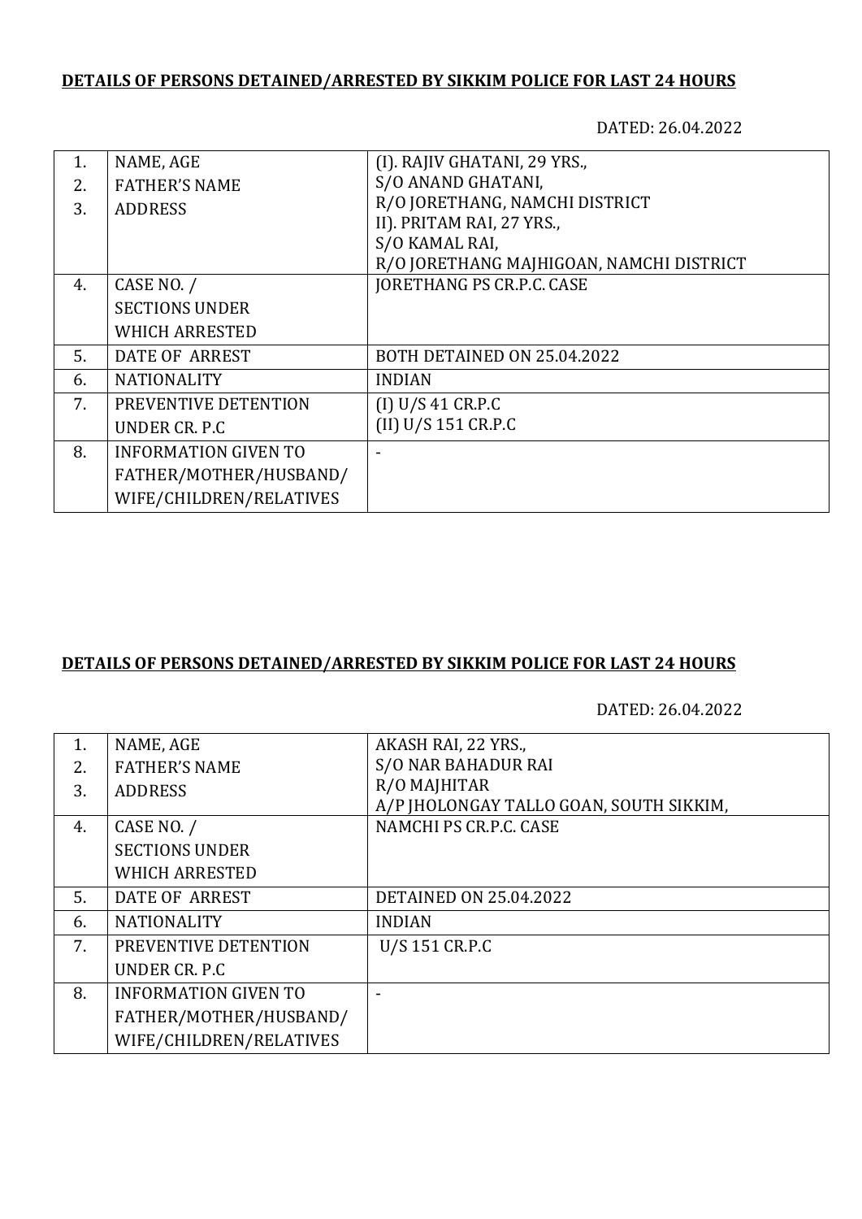**DETAILS OF PERSONS DETAINED/ARRESTED BY SIKKIM POLICE FOR LAST 24 HOURS**

DATED: 26.04.2022

| | | |
|---|---|---|
| 1.<br>2.<br>3. | NAME, AGE<br>FATHER'S NAME<br>ADDRESS | (I). RAJIV GHATANI, 29 YRS.,<br>S/O ANAND GHATANI,<br>R/O JORETHANG, NAMCHI DISTRICT<br>II). PRITAM RAI, 27 YRS.,<br>S/O KAMAL RAI,<br>R/O JORETHANG MAJHIGOAN, NAMCHI DISTRICT |
| 4. | CASE NO. /<br>SECTIONS UNDER<br>WHICH ARRESTED | JORETHANG PS CR.P.C. CASE |
| 5. | DATE OF ARREST | BOTH DETAINED ON 25.04.2022 |
| 6. | NATIONALITY | INDIAN |
| 7. | PREVENTIVE DETENTION<br>UNDER CR. P.C | (I) U/S 41 CR.P.C<br>(II) U/S 151 CR.P.C |
| 8. | INFORMATION GIVEN TO<br>FATHER/MOTHER/HUSBAND/<br>WIFE/CHILDREN/RELATIVES | - |

**DETAILS OF PERSONS DETAINED/ARRESTED BY SIKKIM POLICE FOR LAST 24 HOURS**

DATED: 26.04.2022

| | | |
|---|---|---|
| 1.<br>2.<br>3. | NAME, AGE<br>FATHER'S NAME<br>ADDRESS | AKASH RAI, 22 YRS.,<br>S/O NAR BAHADUR RAI<br>R/O MAJHITAR<br>A/P JHOLONGAY TALLO GOAN, SOUTH SIKKIM, |
| 4. | CASE NO. /<br>SECTIONS UNDER<br>WHICH ARRESTED | NAMCHI PS CR.P.C. CASE |
| 5. | DATE OF ARREST | DETAINED ON 25.04.2022 |
| 6. | NATIONALITY | INDIAN |
| 7. | PREVENTIVE DETENTION<br>UNDER CR. P.C | U/S 151 CR.P.C |
| 8. | INFORMATION GIVEN TO<br>FATHER/MOTHER/HUSBAND/<br>WIFE/CHILDREN/RELATIVES | - |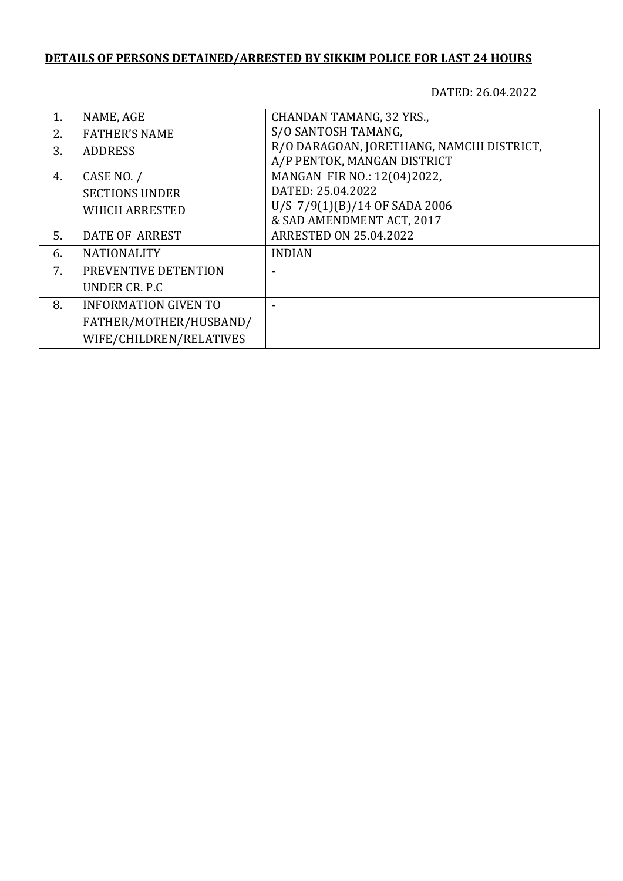**DETAILS OF PERSONS DETAINED/ARRESTED BY SIKKIM POLICE FOR LAST 24 HOURS**

DATED: 26.04.2022

| | | |
|---|---|---|
| 1.<br>2.<br>3. | NAME, AGE<br>FATHER'S NAME<br>ADDRESS | CHANDAN TAMANG, 32 YRS.,<br>S/O SANTOSH TAMANG,<br>R/O DARAGOAN, JORETHANG, NAMCHI DISTRICT,<br>A/P PENTOK, MANGAN DISTRICT |
| 4. | CASE NO. /<br>SECTIONS UNDER<br>WHICH ARRESTED | MANGAN FIR NO.: 12(04)2022,<br>DATED: 25.04.2022<br>U/S 7/9(1)(B)/14 OF SADA 2006<br>& SAD AMENDMENT ACT, 2017 |
| 5. | DATE OF ARREST | ARRESTED ON 25.04.2022 |
| 6. | NATIONALITY | INDIAN |
| 7. | PREVENTIVE DETENTION<br>UNDER CR. P.C | - |
| 8. | INFORMATION GIVEN TO<br>FATHER/MOTHER/HUSBAND/<br>WIFE/CHILDREN/RELATIVES | - |